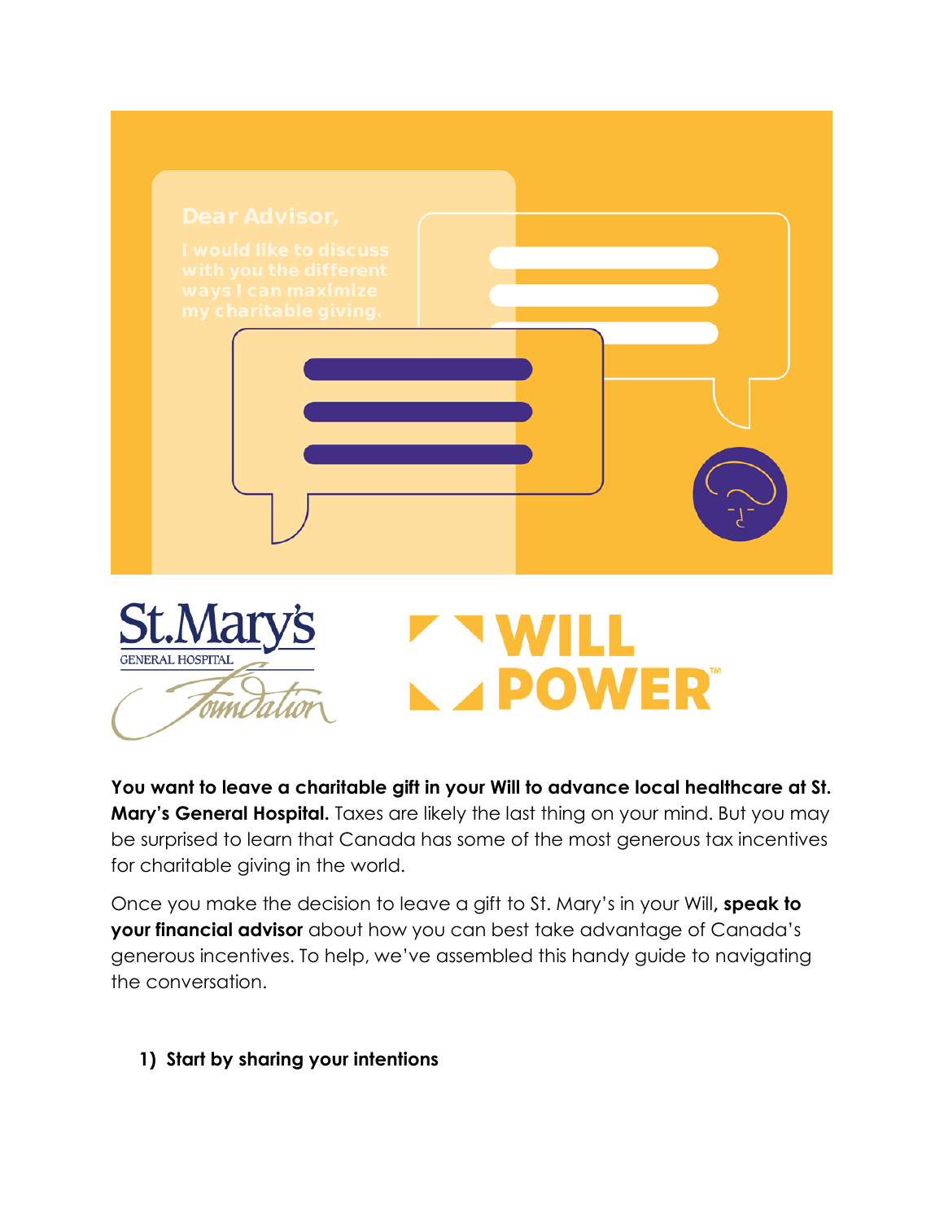Dear Advisor,

I would like to discuss with you the different ways I can maximize my charitable giving.

St.Mary's GENERAL HOSPITAL Foundation

WILL POWER™

**You want to leave a charitable gift in your Will to advance local healthcare at St. Mary's General Hospital.** Taxes are likely the last thing on your mind. But you may be surprised to learn that Canada has some of the most generous tax incentives for charitable giving in the world.

Once you make the decision to leave a gift to St. Mary's in your Will, **speak to your financial advisor** about how you can best take advantage of Canada's generous incentives. To help, we've assembled this handy guide to navigating the conversation.

1) **Start by sharing your intentions**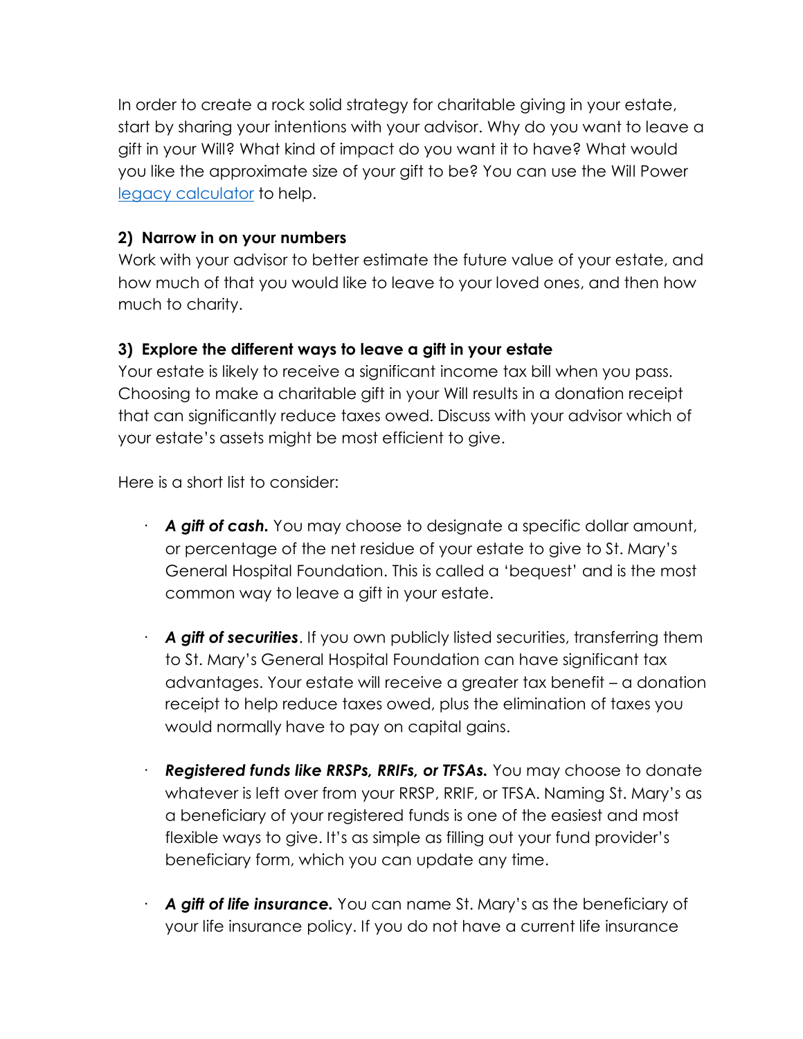In order to create a rock solid strategy for charitable giving in your estate, start by sharing your intentions with your advisor. Why do you want to leave a gift in your Will? What kind of impact do you want it to have? What would you like the approximate size of your gift to be? You can use the Will Power [legacy calculator] to help.

**2) Narrow in on your numbers**

Work with your advisor to better estimate the future value of your estate, and how much of that you would like to leave to your loved ones, and then how much to charity.

**3) Explore the different ways to leave a gift in your estate**

Your estate is likely to receive a significant income tax bill when you pass. Choosing to make a charitable gift in your Will results in a donation receipt that can significantly reduce taxes owed. Discuss with your advisor which of your estate's assets might be most efficient to give.

Here is a short list to consider:

- ***A gift of cash.*** You may choose to designate a specific dollar amount, or percentage of the net residue of your estate to give to St. Mary's General Hospital Foundation. This is called a 'bequest' and is the most common way to leave a gift in your estate.

- ***A gift of securities***. If you own publicly listed securities, transferring them to St. Mary's General Hospital Foundation can have significant tax advantages. Your estate will receive a greater tax benefit – a donation receipt to help reduce taxes owed, plus the elimination of taxes you would normally have to pay on capital gains.

- ***Registered funds like RRSPs, RRIFs, or TFSAs.*** You may choose to donate whatever is left over from your RRSP, RRIF, or TFSA. Naming St. Mary's as a beneficiary of your registered funds is one of the easiest and most flexible ways to give. It's as simple as filling out your fund provider's beneficiary form, which you can update any time.

- ***A gift of life insurance.*** You can name St. Mary's as the beneficiary of your life insurance policy. If you do not have a current life insurance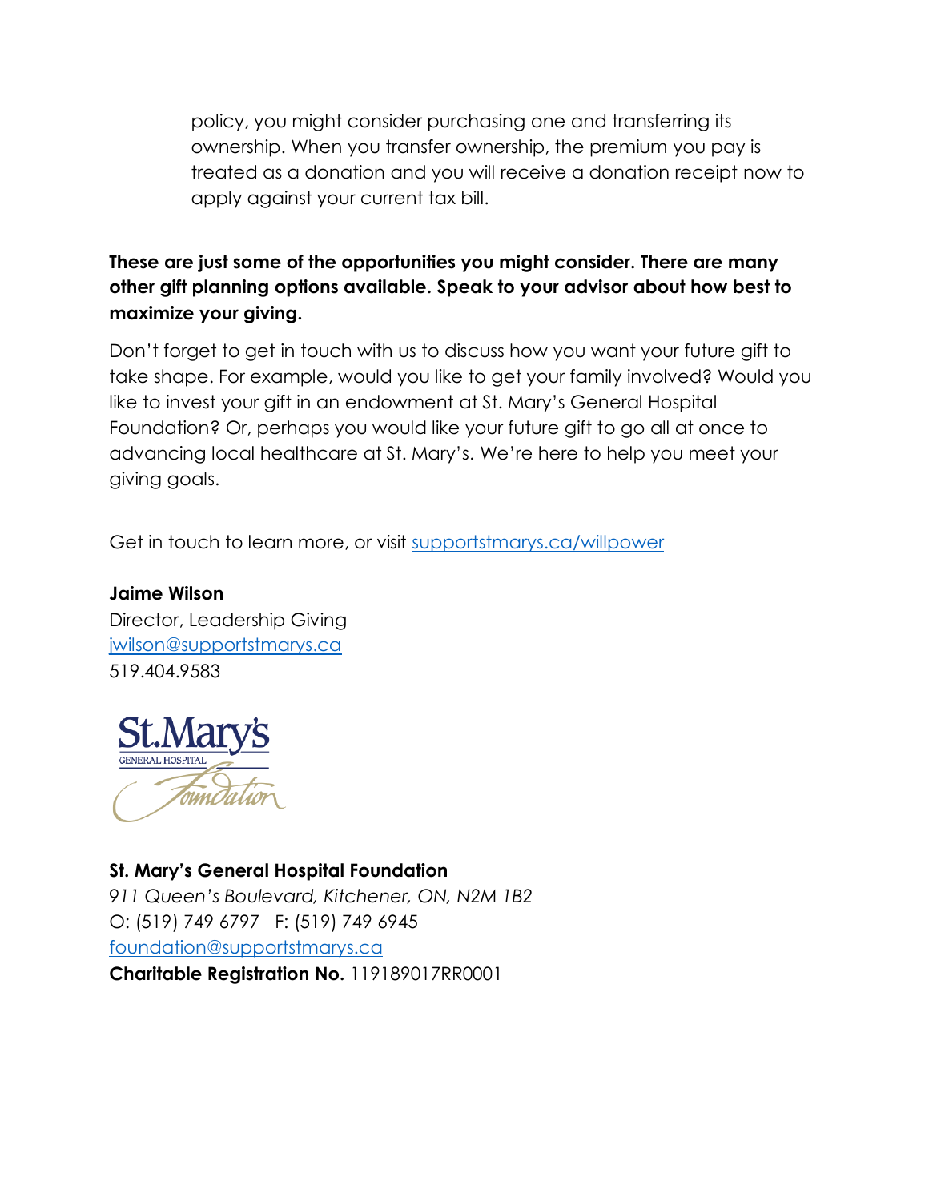policy, you might consider purchasing one and transferring its ownership. When you transfer ownership, the premium you pay is treated as a donation and you will receive a donation receipt now to apply against your current tax bill.

**These are just some of the opportunities you might consider. There are many other gift planning options available. Speak to your advisor about how best to maximize your giving.**

Don't forget to get in touch with us to discuss how you want your future gift to take shape. For example, would you like to get your family involved? Would you like to invest your gift in an endowment at St. Mary's General Hospital Foundation? Or, perhaps you would like your future gift to go all at once to advancing local healthcare at St. Mary's. We're here to help you meet your giving goals.

Get in touch to learn more, or visit [supportstmarys.ca/willpower](supportstmarys.ca/willpower)

**Jaime Wilson**
Director, Leadership Giving
[jwilson@supportstmarys.ca](mailto:jwilson@supportstmarys.ca)
519.404.9583

**St. Mary's General Hospital Foundation**
*911 Queen's Boulevard, Kitchener, ON, N2M 1B2*
O: (519) 749 6797   F: (519) 749 6945
[foundation@supportstmarys.ca](mailto:foundation@supportstmarys.ca)
**Charitable Registration No.** 119189017RR0001